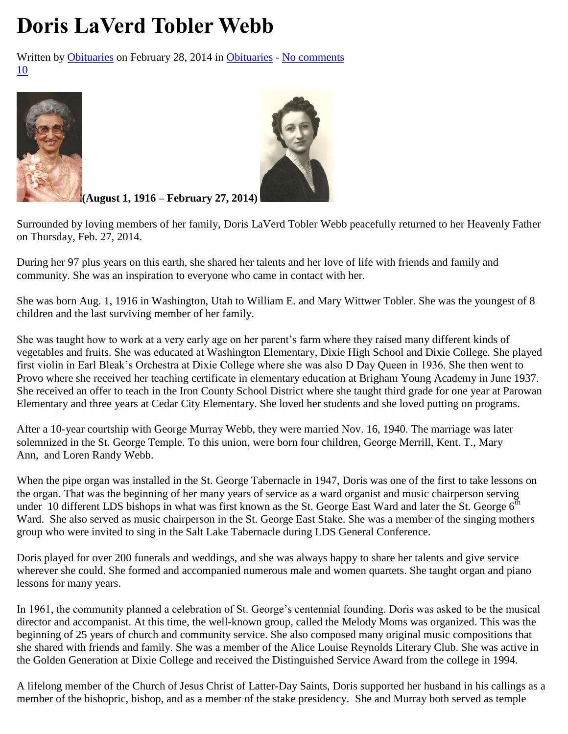# Doris LaVerd Tobler Webb

Written by Obituaries on February 28, 2014 in Obituaries - No comments
10

**(August 1, 1916 – February 27, 2014)**

Surrounded by loving members of her family, Doris LaVerd Tobler Webb peacefully returned to her Heavenly Father on Thursday, Feb. 27, 2014.

During her 97 plus years on this earth, she shared her talents and her love of life with friends and family and community. She was an inspiration to everyone who came in contact with her.

She was born Aug. 1, 1916 in Washington, Utah to William E. and Mary Wittwer Tobler. She was the youngest of 8 children and the last surviving member of her family.

She was taught how to work at a very early age on her parent's farm where they raised many different kinds of vegetables and fruits. She was educated at Washington Elementary, Dixie High School and Dixie College. She played first violin in Earl Bleak's Orchestra at Dixie College where she was also D Day Queen in 1936. She then went to Provo where she received her teaching certificate in elementary education at Brigham Young Academy in June 1937. She received an offer to teach in the Iron County School District where she taught third grade for one year at Parowan Elementary and three years at Cedar City Elementary. She loved her students and she loved putting on programs.

After a 10-year courtship with George Murray Webb, they were married Nov. 16, 1940. The marriage was later solemnized in the St. George Temple. To this union, were born four children, George Merrill, Kent. T., Mary Ann, and Loren Randy Webb.

When the pipe organ was installed in the St. George Tabernacle in 1947, Doris was one of the first to take lessons on the organ. That was the beginning of her many years of service as a ward organist and music chairperson serving under 10 different LDS bishops in what was first known as the St. George East Ward and later the St. George 6th Ward. She also served as music chairperson in the St. George East Stake. She was a member of the singing mothers group who were invited to sing in the Salt Lake Tabernacle during LDS General Conference.

Doris played for over 200 funerals and weddings, and she was always happy to share her talents and give service wherever she could. She formed and accompanied numerous male and women quartets. She taught organ and piano lessons for many years.

In 1961, the community planned a celebration of St. George's centennial founding. Doris was asked to be the musical director and accompanist. At this time, the well-known group, called the Melody Moms was organized. This was the beginning of 25 years of church and community service. She also composed many original music compositions that she shared with friends and family. She was a member of the Alice Louise Reynolds Literary Club. She was active in the Golden Generation at Dixie College and received the Distinguished Service Award from the college in 1994.

A lifelong member of the Church of Jesus Christ of Latter-Day Saints, Doris supported her husband in his callings as a member of the bishopric, bishop, and as a member of the stake presidency. She and Murray both served as temple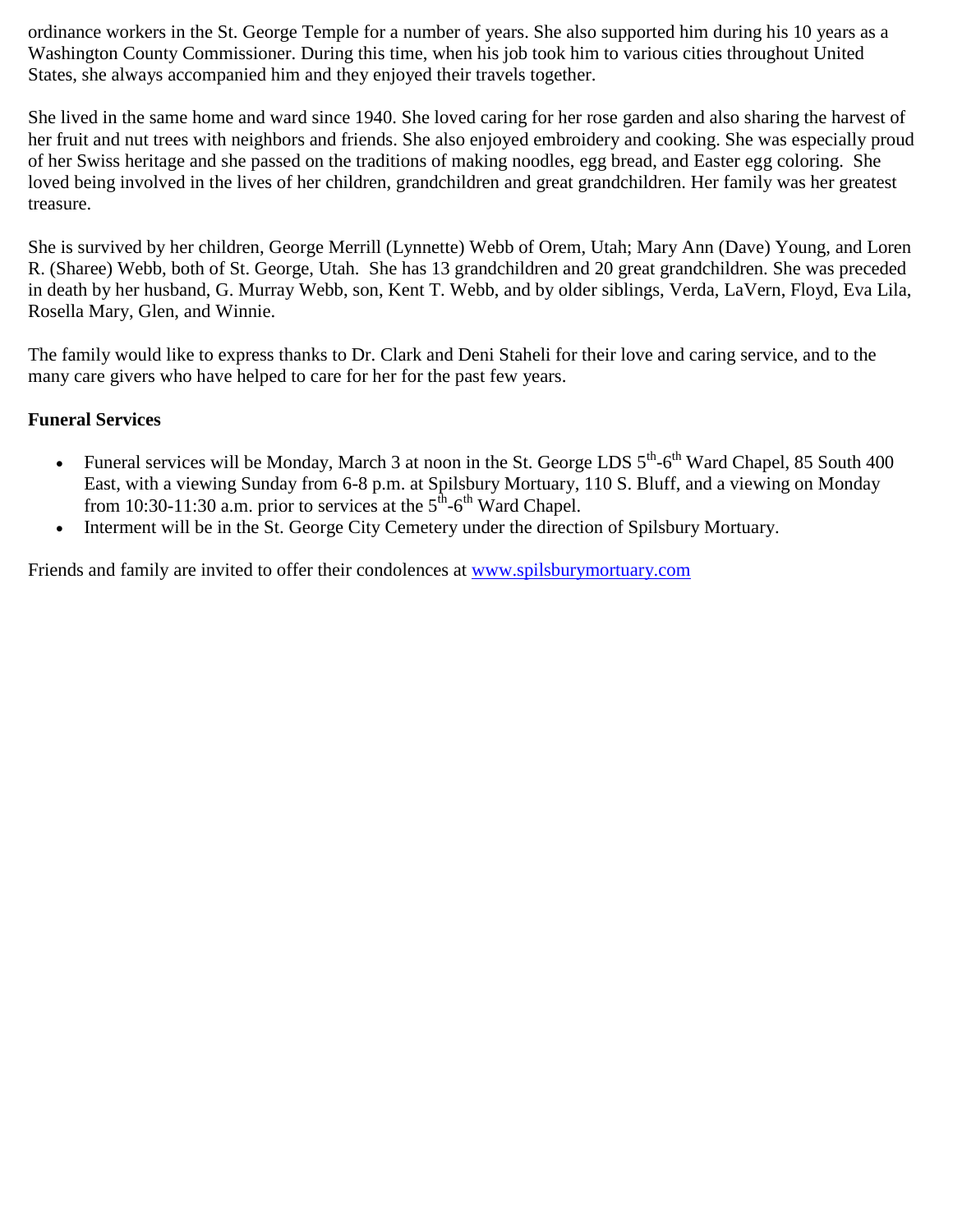ordinance workers in the St. George Temple for a number of years. She also supported him during his 10 years as a Washington County Commissioner. During this time, when his job took him to various cities throughout United States, she always accompanied him and they enjoyed their travels together.

She lived in the same home and ward since 1940. She loved caring for her rose garden and also sharing the harvest of her fruit and nut trees with neighbors and friends. She also enjoyed embroidery and cooking. She was especially proud of her Swiss heritage and she passed on the traditions of making noodles, egg bread, and Easter egg coloring. She loved being involved in the lives of her children, grandchildren and great grandchildren. Her family was her greatest treasure.

She is survived by her children, George Merrill (Lynnette) Webb of Orem, Utah; Mary Ann (Dave) Young, and Loren R. (Sharee) Webb, both of St. George, Utah. She has 13 grandchildren and 20 great grandchildren. She was preceded in death by her husband, G. Murray Webb, son, Kent T. Webb, and by older siblings, Verda, LaVern, Floyd, Eva Lila, Rosella Mary, Glen, and Winnie.

The family would like to express thanks to Dr. Clark and Deni Staheli for their love and caring service, and to the many care givers who have helped to care for her for the past few years.

**Funeral Services**

- Funeral services will be Monday, March 3 at noon in the St. George LDS 5th-6th Ward Chapel, 85 South 400 East, with a viewing Sunday from 6-8 p.m. at Spilsbury Mortuary, 110 S. Bluff, and a viewing on Monday from 10:30-11:30 a.m. prior to services at the 5th-6th Ward Chapel.
- Interment will be in the St. George City Cemetery under the direction of Spilsbury Mortuary.

Friends and family are invited to offer their condolences at [www.spilsburymortuary.com](http://www.spilsburymortuary.com)